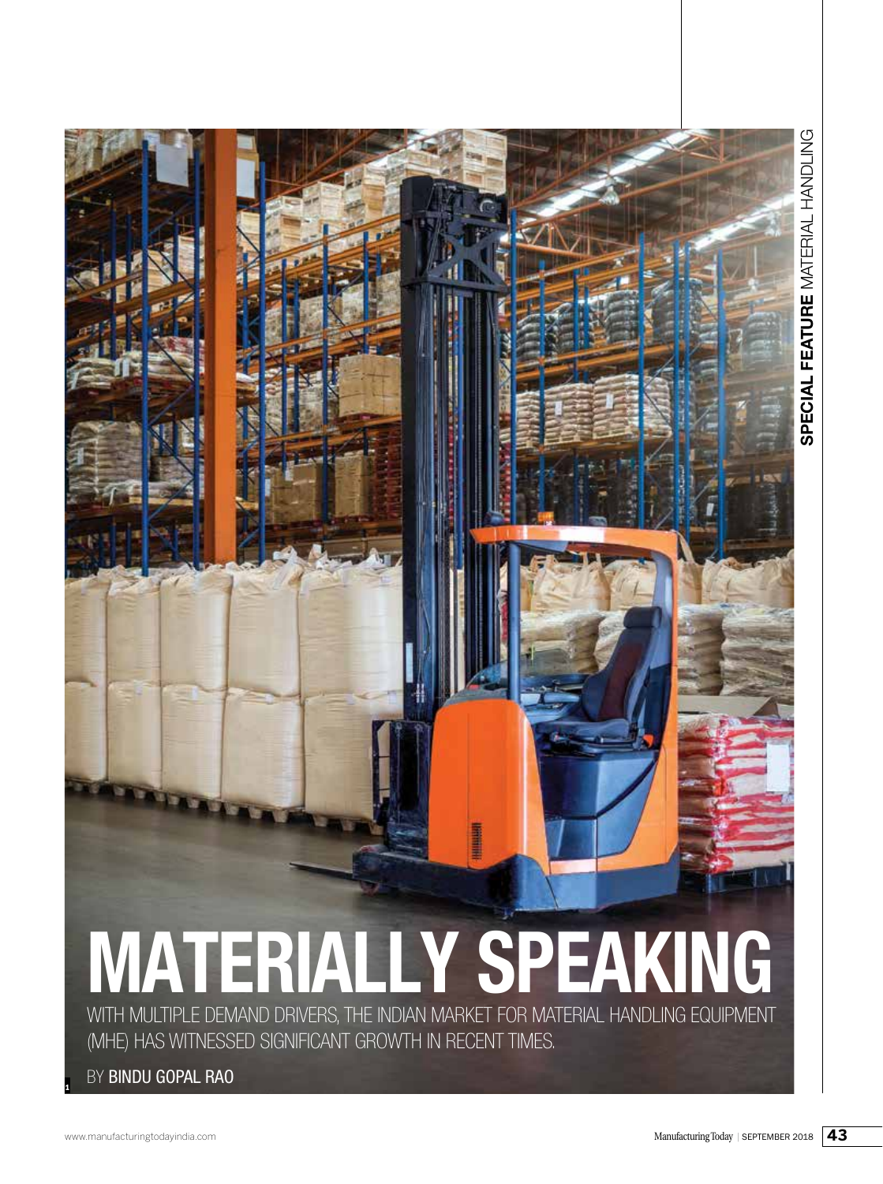# MATERIALLY SPEAKING

WITH MULTIPLE DEMAND DRIVERS, THE INDIAN MARKET FOR MATERIAL HANDLING EQUIPMENT (MHE) HAS WITNESSED SIGNIFICANT GROWTH IN RECENT TIMES.

BY BINDU GOPAL RAO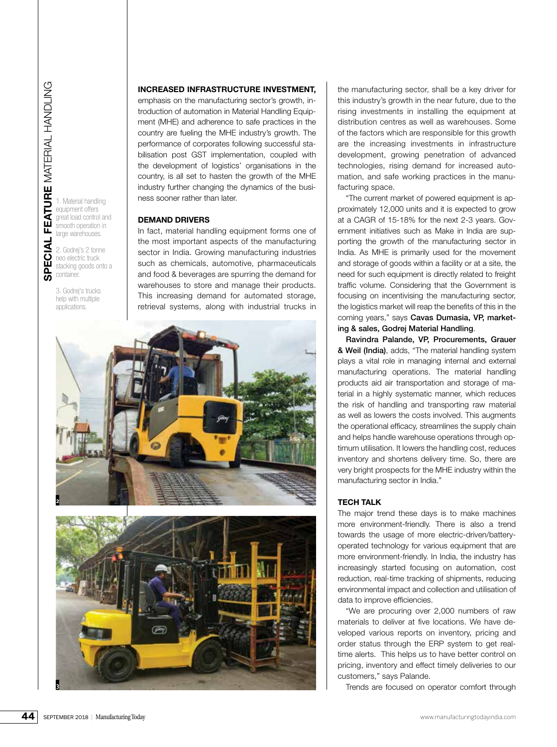**INCREASED INFRASTRUCTURE INVESTMENT,** emphasis on the manufacturing sector's growth, introduction of automation in Material Handling Equipment (MHE) and adherence to safe practices in the country are fueling the MHE industry's growth. The performance of corporates following successful stabilisation post GST implementation, coupled with the development of logistics' organisations in the country, is all set to hasten the growth of the MHE industry further changing the dynamics of the business sooner rather than later.

1. Material handling equipment offers great load control and smooth operation in large warehouses.

2. Godrej's 2 tonne neo electric truck stacking goods onto a container.

3. Godrej's trucks help with multiple applications.

## DEMAND DRIVERS

In fact, material handling equipment forms one of the most important aspects of the manufacturing sector in India. Growing manufacturing industries such as chemicals, automotive, pharmaceuticals and food & beverages are spurring the demand for warehouses to store and manage their products. This increasing demand for automated storage, retrieval systems, along with industrial trucks in the manufacturing sector, shall be a key driver for this industry's growth in the near future, due to the rising investments in installing the equipment at distribution centres as well as warehouses. Some of the factors which are responsible for this growth are the increasing investments in infrastructure development, growing penetration of advanced technologies, rising demand for increased automation, and safe working practices in the manufacturing space.

"The current market of powered equipment is approximately 12,000 units and it is expected to grow at a CAGR of 15-18% for the next 2-3 years. Government initiatives such as Make in India are supporting the growth of the manufacturing sector in India. As MHE is primarily used for the movement and storage of goods within a facility or at a site, the need for such equipment is directly related to freight traffic volume. Considering that the Government is focusing on incentivising the manufacturing sector, the logistics market will reap the benefits of this in the coming years," says **Cavas Dumasia, VP, marketing & sales, Godrej Material Handling**.

**Ravindra Palande, VP, Procurements, Grauer & Weil (India)**, adds, "The material handling system plays a vital role in managing internal and external manufacturing operations. The material handling products aid air transportation and storage of material in a highly systematic manner, which reduces the risk of handling and transporting raw material as well as lowers the costs involved. This augments the operational efficacy, streamlines the supply chain and helps handle warehouse operations through optimum utilisation. It lowers the handling cost, reduces inventory and shortens delivery time. So, there are very bright prospects for the MHE industry within the manufacturing sector in India."

## TECH TALK

The major trend these days is to make machines more environment-friendly. There is also a trend towards the usage of more electric-driven/battery-operated technology for various equipment that are more environment-friendly. In India, the industry has increasingly started focusing on automation, cost reduction, real-time tracking of shipments, reducing environmental impact and collection and utilisation of data to improve efficiencies.

"We are procuring over 2,000 numbers of raw materials to deliver at five locations. We have developed various reports on inventory, pricing and order status through the ERP system to get real-time alerts. This helps us to have better control on pricing, inventory and effect timely deliveries to our customers," says Palande.

Trends are focused on operator comfort through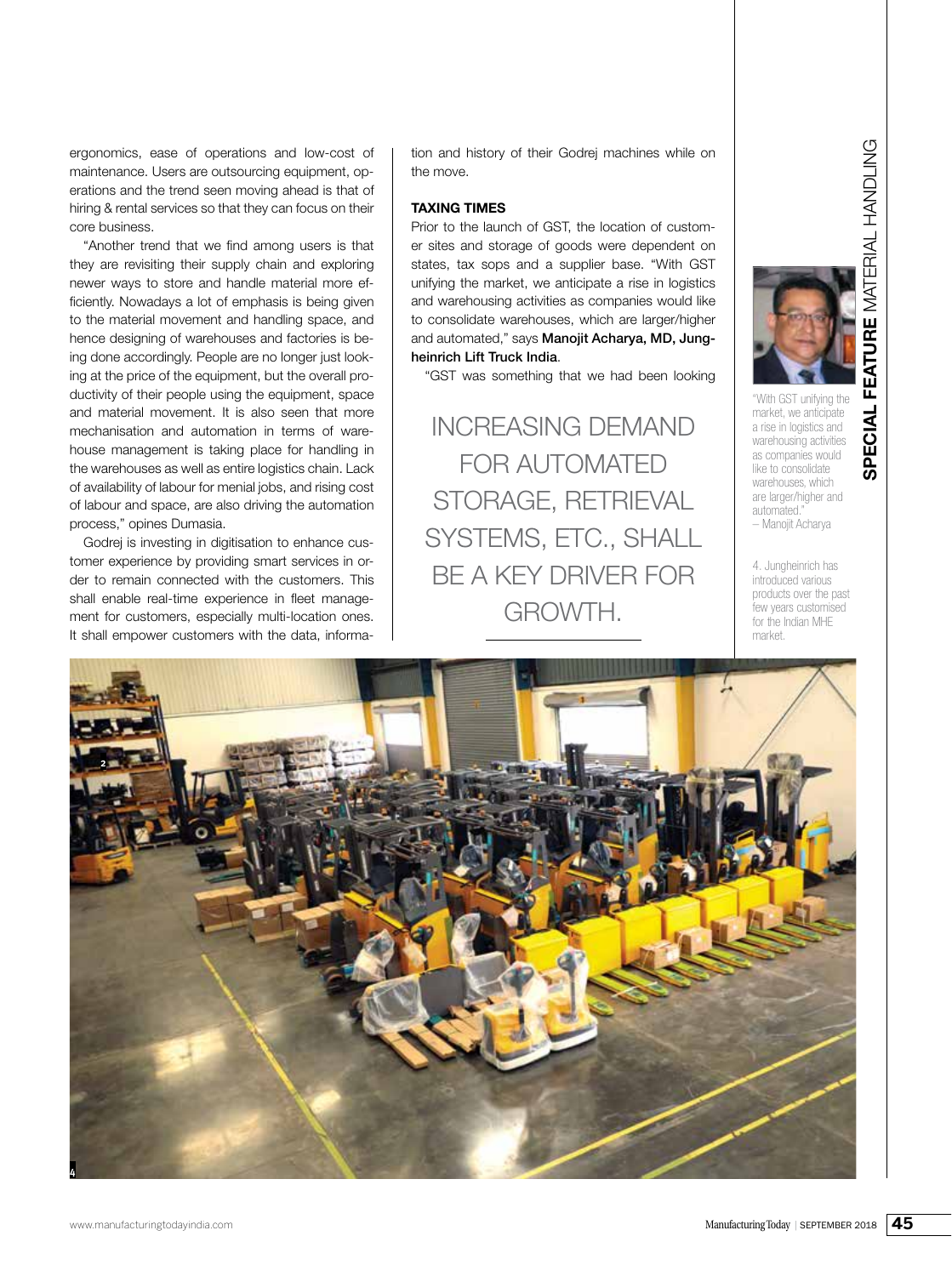ergonomics, ease of operations and low-cost of maintenance. Users are outsourcing equipment, operations and the trend seen moving ahead is that of hiring & rental services so that they can focus on their core business.

"Another trend that we find among users is that they are revisiting their supply chain and exploring newer ways to store and handle material more efficiently. Nowadays a lot of emphasis is being given to the material movement and handling space, and hence designing of warehouses and factories is being done accordingly. People are no longer just looking at the price of the equipment, but the overall productivity of their people using the equipment, space and material movement. It is also seen that more mechanisation and automation in terms of warehouse management is taking place for handling in the warehouses as well as entire logistics chain. Lack of availability of labour for menial jobs, and rising cost of labour and space, are also driving the automation process," opines Dumasia.

Godrej is investing in digitisation to enhance customer experience by providing smart services in order to remain connected with the customers. This shall enable real-time experience in fleet management for customers, especially multi-location ones. It shall empower customers with the data, information and history of their Godrej machines while on the move.

### TAXING TIMES

Prior to the launch of GST, the location of customer sites and storage of goods were dependent on states, tax sops and a supplier base. "With GST unifying the market, we anticipate a rise in logistics and warehousing activities as companies would like to consolidate warehouses, which are larger/higher and automated," says **Manojit Acharya, MD, Jungheinrich Lift Truck India**.

"GST was something that we had been looking

INCREASING DEMAND FOR AUTOMATED STORAGE, RETRIEVAL SYSTEMS, ETC., SHALL BE A KEY DRIVER FOR GROWTH.

"With GST unifying the market, we anticipate a rise in logistics and warehousing activities as companies would like to consolidate warehouses, which are larger/higher and automated."
– Manojit Acharya

4. Jungheinrich has introduced various products over the past few years customised for the Indian MHE market.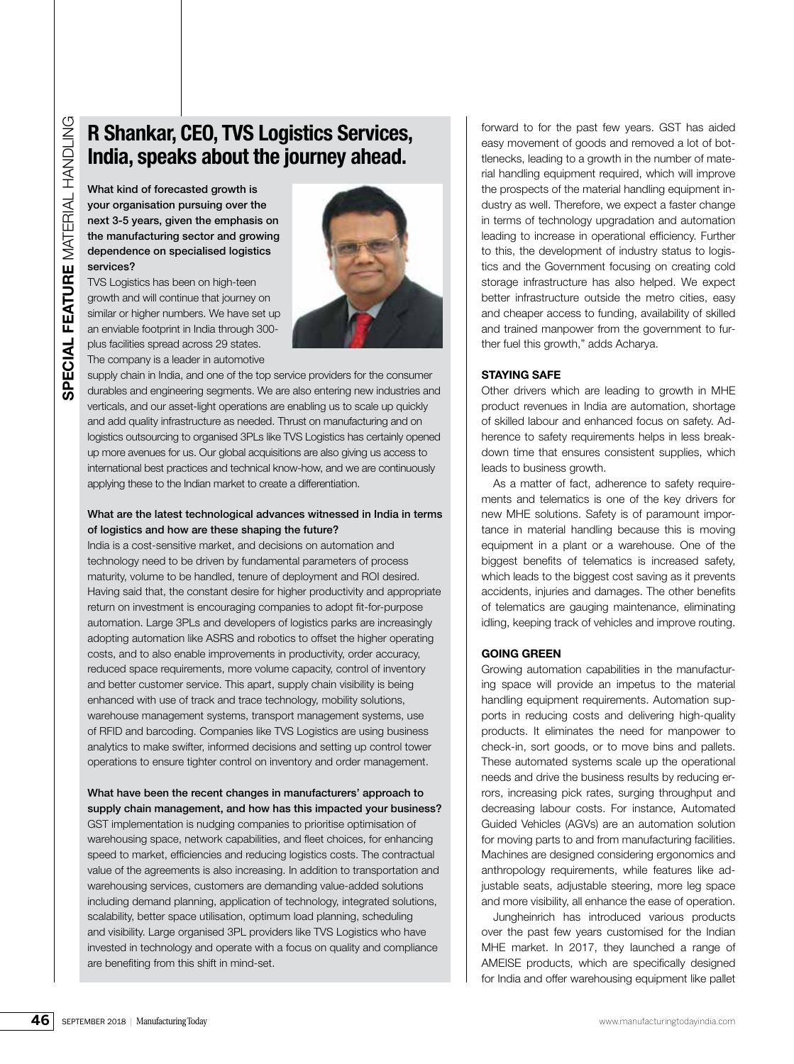## R Shankar, CEO, TVS Logistics Services, India, speaks about the journey ahead.

**What kind of forecasted growth is your organisation pursuing over the next 3-5 years, given the emphasis on the manufacturing sector and growing dependence on specialised logistics services?**

TVS Logistics has been on high-teen growth and will continue that journey on similar or higher numbers. We have set up an enviable footprint in India through 300-plus facilities spread across 29 states. The company is a leader in automotive supply chain in India, and one of the top service providers for the consumer durables and engineering segments. We are also entering new industries and verticals, and our asset-light operations are enabling us to scale up quickly and add quality infrastructure as needed. Thrust on manufacturing and on logistics outsourcing to organised 3PLs like TVS Logistics has certainly opened up more avenues for us. Our global acquisitions are also giving us access to international best practices and technical know-how, and we are continuously applying these to the Indian market to create a differentiation.

**What are the latest technological advances witnessed in India in terms of logistics and how are these shaping the future?**

India is a cost-sensitive market, and decisions on automation and technology need to be driven by fundamental parameters of process maturity, volume to be handled, tenure of deployment and ROI desired. Having said that, the constant desire for higher productivity and appropriate return on investment is encouraging companies to adopt fit-for-purpose automation. Large 3PLs and developers of logistics parks are increasingly adopting automation like ASRS and robotics to offset the higher operating costs, and to also enable improvements in productivity, order accuracy, reduced space requirements, more volume capacity, control of inventory and better customer service. This apart, supply chain visibility is being enhanced with use of track and trace technology, mobility solutions, warehouse management systems, transport management systems, use of RFID and barcoding. Companies like TVS Logistics are using business analytics to make swifter, informed decisions and setting up control tower operations to ensure tighter control on inventory and order management.

**What have been the recent changes in manufacturers' approach to supply chain management, and how has this impacted your business?**

GST implementation is nudging companies to prioritise optimisation of warehousing space, network capabilities, and fleet choices, for enhancing speed to market, efficiencies and reducing logistics costs. The contractual value of the agreements is also increasing. In addition to transportation and warehousing services, customers are demanding value-added solutions including demand planning, application of technology, integrated solutions, scalability, better space utilisation, optimum load planning, scheduling and visibility. Large organised 3PL providers like TVS Logistics who have invested in technology and operate with a focus on quality and compliance are benefiting from this shift in mind-set.

forward to for the past few years. GST has aided easy movement of goods and removed a lot of bottlenecks, leading to a growth in the number of material handling equipment required, which will improve the prospects of the material handling equipment industry as well. Therefore, we expect a faster change in terms of technology upgradation and automation leading to increase in operational efficiency. Further to this, the development of industry status to logistics and the Government focusing on creating cold storage infrastructure has also helped. We expect better infrastructure outside the metro cities, easy and cheaper access to funding, availability of skilled and trained manpower from the government to further fuel this growth," adds Acharya.

### STAYING SAFE

Other drivers which are leading to growth in MHE product revenues in India are automation, shortage of skilled labour and enhanced focus on safety. Adherence to safety requirements helps in less breakdown time that ensures consistent supplies, which leads to business growth.

As a matter of fact, adherence to safety requirements and telematics is one of the key drivers for new MHE solutions. Safety is of paramount importance in material handling because this is moving equipment in a plant or a warehouse. One of the biggest benefits of telematics is increased safety, which leads to the biggest cost saving as it prevents accidents, injuries and damages. The other benefits of telematics are gauging maintenance, eliminating idling, keeping track of vehicles and improve routing.

### GOING GREEN

Growing automation capabilities in the manufacturing space will provide an impetus to the material handling equipment requirements. Automation supports in reducing costs and delivering high-quality products. It eliminates the need for manpower to check-in, sort goods, or to move bins and pallets. These automated systems scale up the operational needs and drive the business results by reducing errors, increasing pick rates, surging throughput and decreasing labour costs. For instance, Automated Guided Vehicles (AGVs) are an automation solution for moving parts to and from manufacturing facilities. Machines are designed considering ergonomics and anthropology requirements, while features like adjustable seats, adjustable steering, more leg space and more visibility, all enhance the ease of operation.

Jungheinrich has introduced various products over the past few years customised for the Indian MHE market. In 2017, they launched a range of AMEISE products, which are specifically designed for India and offer warehousing equipment like pallet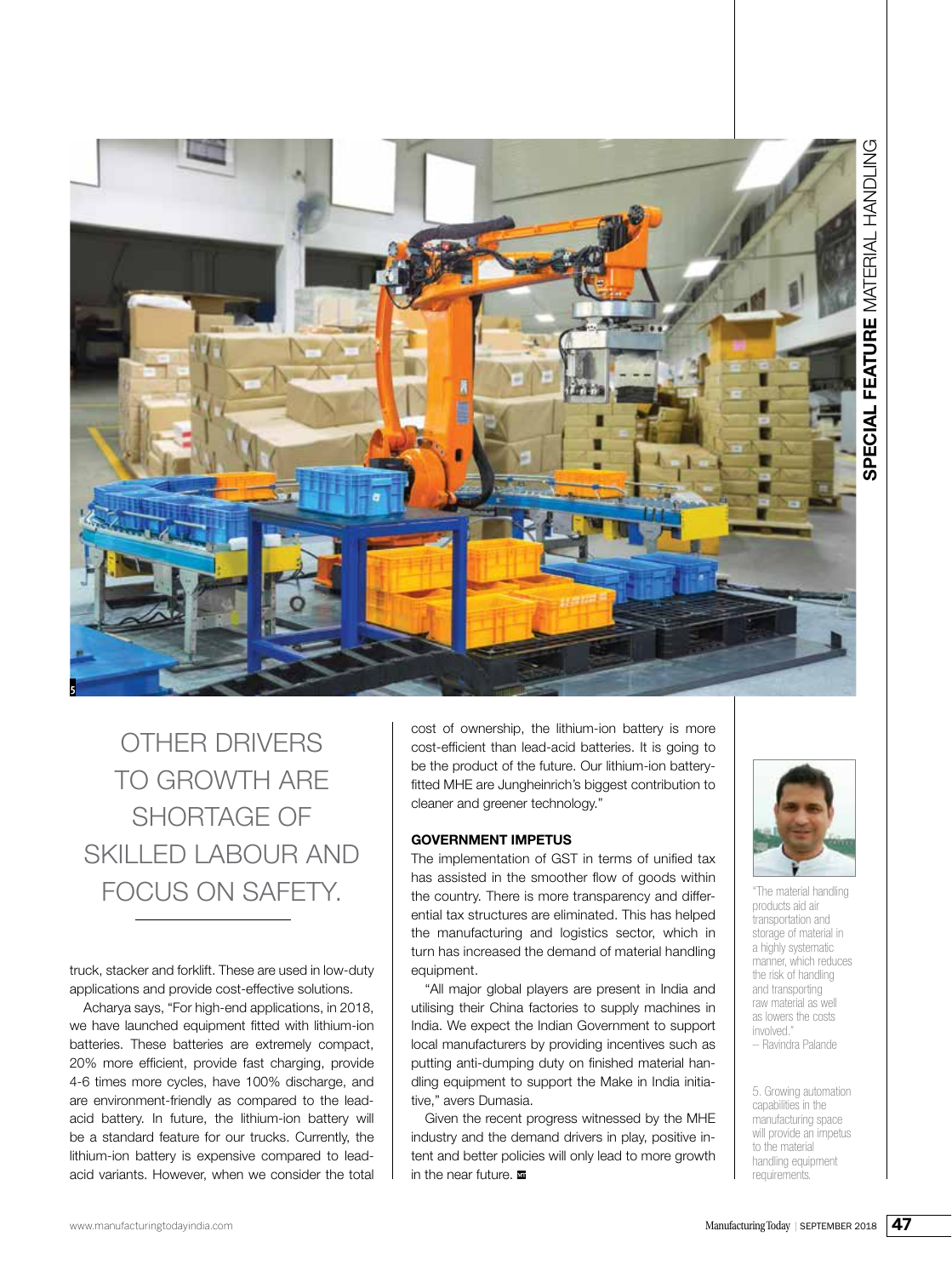OTHER DRIVERS TO GROWTH ARE SHORTAGE OF SKILLED LABOUR AND FOCUS ON SAFETY.

truck, stacker and forklift. These are used in low-duty applications and provide cost-effective solutions.

Acharya says, "For high-end applications, in 2018, we have launched equipment fitted with lithium-ion batteries. These batteries are extremely compact, 20% more efficient, provide fast charging, provide 4-6 times more cycles, have 100% discharge, and are environment-friendly as compared to the lead-acid battery. In future, the lithium-ion battery will be a standard feature for our trucks. Currently, the lithium-ion battery is expensive compared to lead-acid variants. However, when we consider the total cost of ownership, the lithium-ion battery is more cost-efficient than lead-acid batteries. It is going to be the product of the future. Our lithium-ion battery-fitted MHE are Jungheinrich's biggest contribution to cleaner and greener technology."

### GOVERNMENT IMPETUS

The implementation of GST in terms of unified tax has assisted in the smoother flow of goods within the country. There is more transparency and differential tax structures are eliminated. This has helped the manufacturing and logistics sector, which in turn has increased the demand of material handling equipment.

"All major global players are present in India and utilising their China factories to supply machines in India. We expect the Indian Government to support local manufacturers by providing incentives such as putting anti-dumping duty on finished material handling equipment to support the Make in India initiative," avers Dumasia.

Given the recent progress witnessed by the MHE industry and the demand drivers in play, positive intent and better policies will only lead to more growth in the near future.

"The material handling products aid air transportation and storage of material in a highly systematic manner, which reduces the risk of handling and transporting raw material as well as lowers the costs involved."
– Ravindra Palande

5. Growing automation capabilities in the manufacturing space will provide an impetus to the material handling equipment requirements.